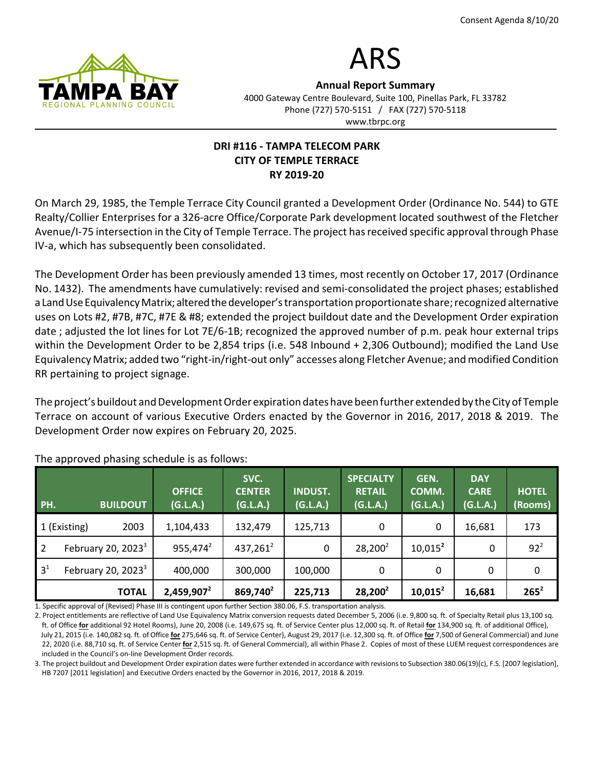Consent Agenda 8/10/20

# ARS

**Annual Report Summary**

4000 Gateway Centre Boulevard, Suite 100, Pinellas Park, FL 33782
Phone (727) 570-5151 / FAX (727) 570-5118
www.tbrpc.org

**DRI #116 - TAMPA TELECOM PARK**
**CITY OF TEMPLE TERRACE**
**RY 2019-20**

On March 29, 1985, the Temple Terrace City Council granted a Development Order (Ordinance No. 544) to GTE Realty/Collier Enterprises for a 326-acre Office/Corporate Park development located southwest of the Fletcher Avenue/I-75 intersection in the City of Temple Terrace. The project has received specific approval through Phase IV-a, which has subsequently been consolidated.

The Development Order has been previously amended 13 times, most recently on October 17, 2017 (Ordinance No. 1432). The amendments have cumulatively: revised and semi-consolidated the project phases; established a Land Use Equivalency Matrix; altered the developer's transportation proportionate share; recognized alternative uses on Lots #2, #7B, #7C, #7E & #8; extended the project buildout date and the Development Order expiration date ; adjusted the lot lines for Lot 7E/6-1B; recognized the approved number of p.m. peak hour external trips within the Development Order to be 2,854 trips (i.e. 548 Inbound + 2,306 Outbound); modified the Land Use Equivalency Matrix; added two "right-in/right-out only" accesses along Fletcher Avenue; and modified Condition RR pertaining to project signage.

The project's buildout and Development Order expiration dates have been further extended by the City of Temple Terrace on account of various Executive Orders enacted by the Governor in 2016, 2017, 2018 & 2019. The Development Order now expires on February 20, 2025.

The approved phasing schedule is as follows:

| PH. | BUILDOUT | OFFICE (G.L.A.) | SVC. CENTER (G.L.A.) | INDUST. (G.L.A.) | SPECIALTY RETAIL (G.L.A.) | GEN. COMM. (G.L.A.) | DAY CARE (G.L.A.) | HOTEL (Rooms) |
|---|---|---|---|---|---|---|---|---|
| 1 (Existing) | 2003 | 1,104,433 | 132,479 | 125,713 | 0 | 0 | 16,681 | 173 |
| 2 | February 20, 2023[3] | 955,474[2] | 437,261[2] | 0 | 28,200[2] | 10,015[2] | 0 | 92[2] |
| 3[1] | February 20, 2023[3] | 400,000 | 300,000 | 100,000 | 0 | 0 | 0 | 0 |
| | **TOTAL** | **2,459,907[2]** | **869,740[2]** | **225,713** | **28,200[2]** | **10,015[2]** | **16,681** | **265[2]** |

1. Specific approval of (Revised) Phase III is contingent upon further Section 380.06, F.S. transportation analysis.
2. Project entitlements are reflective of Land Use Equivalency Matrix conversion requests dated December 5, 2006 (i.e. 9,800 sq. ft. of Specialty Retail plus 13,100 sq. ft. of Office **for** additional 92 Hotel Rooms), June 20, 2008 (i.e. 149,675 sq. ft. of Service Center plus 12,000 sq. ft. of Retail **for** 134,900 sq. ft. of additional Office), July 21, 2015 (i.e. 140,082 sq. ft. of Office **for** 275,646 sq. ft. of Service Center), August 29, 2017 (i.e. 12,300 sq. ft. of Office **for** 7,500 of General Commercial) and June 22, 2020 (i.e. 88,710 sq. ft. of Service Center **for** 2,515 sq. ft. of General Commercial), all within Phase 2. Copies of most of these LUEM request correspondences are included in the Council's on-line Development Order records.
3. The project buildout and Development Order expiration dates were further extended in accordance with revisions to Subsection 380.06(19)(c), F.S. [2007 legislation], HB 7207 [2011 legislation] and Executive Orders enacted by the Governor in 2016, 2017, 2018 & 2019.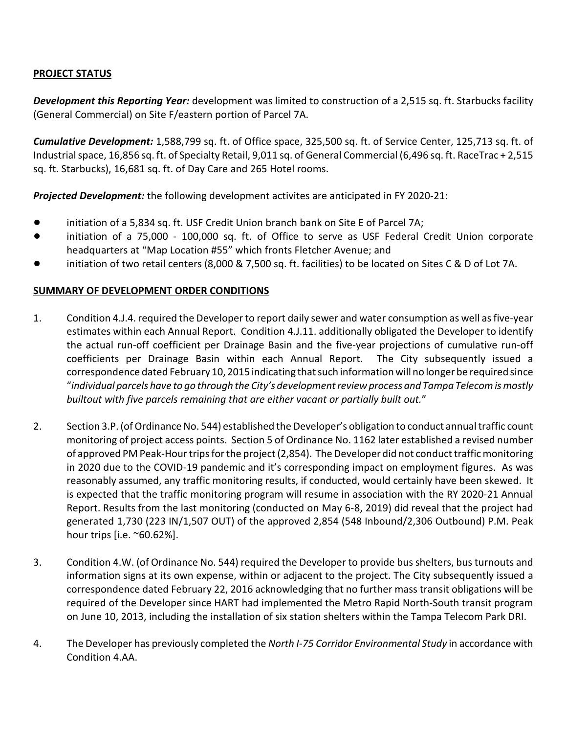**PROJECT STATUS**

***Development this Reporting Year:*** development was limited to construction of a 2,515 sq. ft. Starbucks facility (General Commercial) on Site F/eastern portion of Parcel 7A.

***Cumulative Development:*** 1,588,799 sq. ft. of Office space, 325,500 sq. ft. of Service Center, 125,713 sq. ft. of Industrial space, 16,856 sq. ft. of Specialty Retail, 9,011 sq. of General Commercial (6,496 sq. ft. RaceTrac + 2,515 sq. ft. Starbucks), 16,681 sq. ft. of Day Care and 265 Hotel rooms.

***Projected Development:*** the following development activites are anticipated in FY 2020-21:

- initiation of a 5,834 sq. ft. USF Credit Union branch bank on Site E of Parcel 7A;
- initiation of a 75,000 - 100,000 sq. ft. of Office to serve as USF Federal Credit Union corporate headquarters at "Map Location #55" which fronts Fletcher Avenue; and
- initiation of two retail centers (8,000 & 7,500 sq. ft. facilities) to be located on Sites C & D of Lot 7A.

**SUMMARY OF DEVELOPMENT ORDER CONDITIONS**

1. Condition 4.J.4. required the Developer to report daily sewer and water consumption as well as five-year estimates within each Annual Report. Condition 4.J.11. additionally obligated the Developer to identify the actual run-off coefficient per Drainage Basin and the five-year projections of cumulative run-off coefficients per Drainage Basin within each Annual Report. The City subsequently issued a correspondence dated February 10, 2015 indicating that such information will no longer be required since "*individual parcels have to go through the City's development review process and Tampa Telecom is mostly builtout with five parcels remaining that are either vacant or partially built out.*"

2. Section 3.P. (of Ordinance No. 544) established the Developer's obligation to conduct annual traffic count monitoring of project access points. Section 5 of Ordinance No. 1162 later established a revised number of approved PM Peak-Hour trips for the project (2,854). The Developer did not conduct traffic monitoring in 2020 due to the COVID-19 pandemic and it's corresponding impact on employment figures. As was reasonably assumed, any traffic monitoring results, if conducted, would certainly have been skewed. It is expected that the traffic monitoring program will resume in association with the RY 2020-21 Annual Report. Results from the last monitoring (conducted on May 6-8, 2019) did reveal that the project had generated 1,730 (223 IN/1,507 OUT) of the approved 2,854 (548 Inbound/2,306 Outbound) P.M. Peak hour trips [i.e. ~60.62%].

3. Condition 4.W. (of Ordinance No. 544) required the Developer to provide bus shelters, bus turnouts and information signs at its own expense, within or adjacent to the project. The City subsequently issued a correspondence dated February 22, 2016 acknowledging that no further mass transit obligations will be required of the Developer since HART had implemented the Metro Rapid North-South transit program on June 10, 2013, including the installation of six station shelters within the Tampa Telecom Park DRI.

4. The Developer has previously completed the *North I-75 Corridor Environmental Study* in accordance with Condition 4.AA.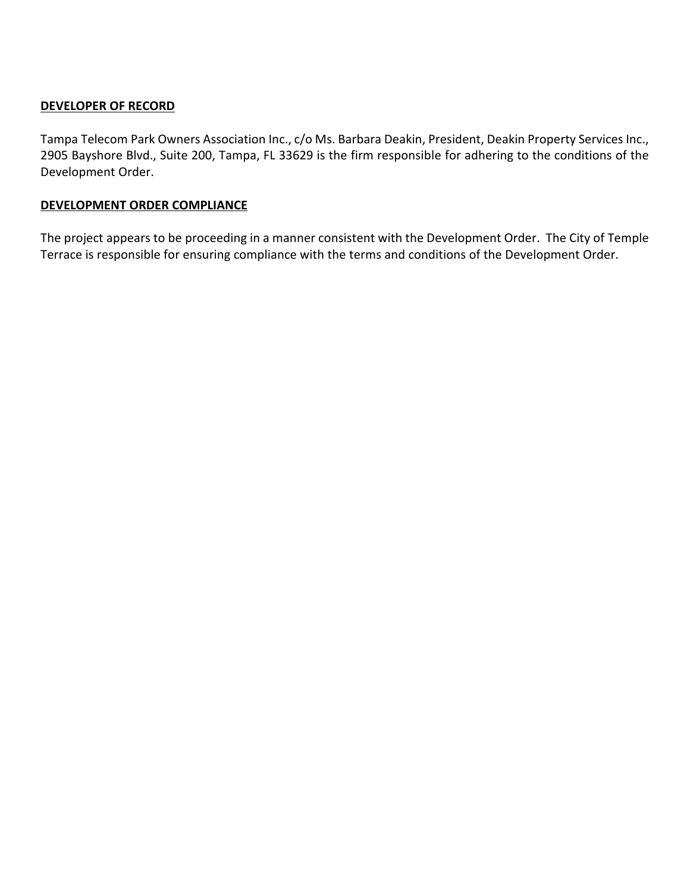**DEVELOPER OF RECORD**

Tampa Telecom Park Owners Association Inc., c/o Ms. Barbara Deakin, President, Deakin Property Services Inc., 2905 Bayshore Blvd., Suite 200, Tampa, FL 33629 is the firm responsible for adhering to the conditions of the Development Order.

**DEVELOPMENT ORDER COMPLIANCE**

The project appears to be proceeding in a manner consistent with the Development Order. The City of Temple Terrace is responsible for ensuring compliance with the terms and conditions of the Development Order.